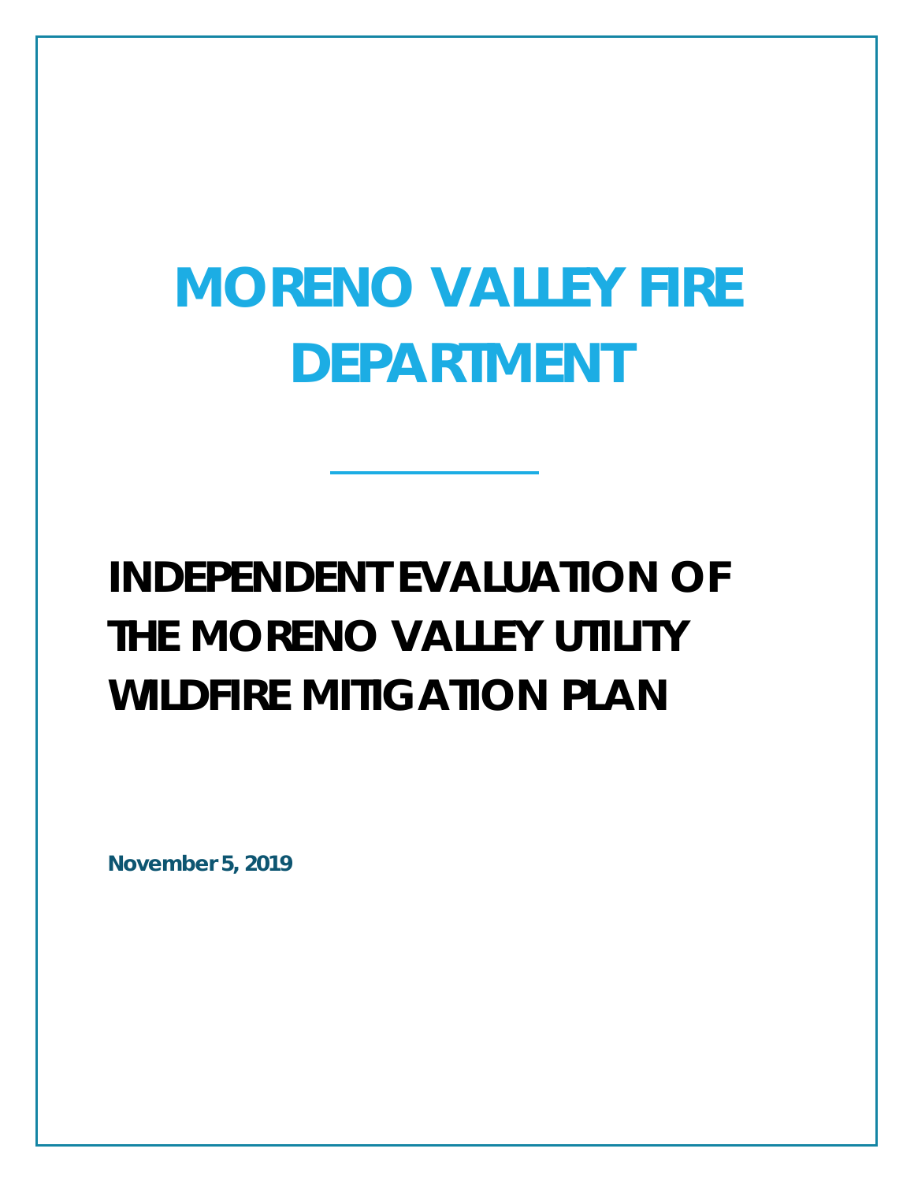# MORENO VALLEY FIRE DEPARTMENT

## INDEPENDENT EVALUATION OF THE MORENO VALLEY UTILITY WILDFIRE MITIGATION PLAN

**November 5, 2019**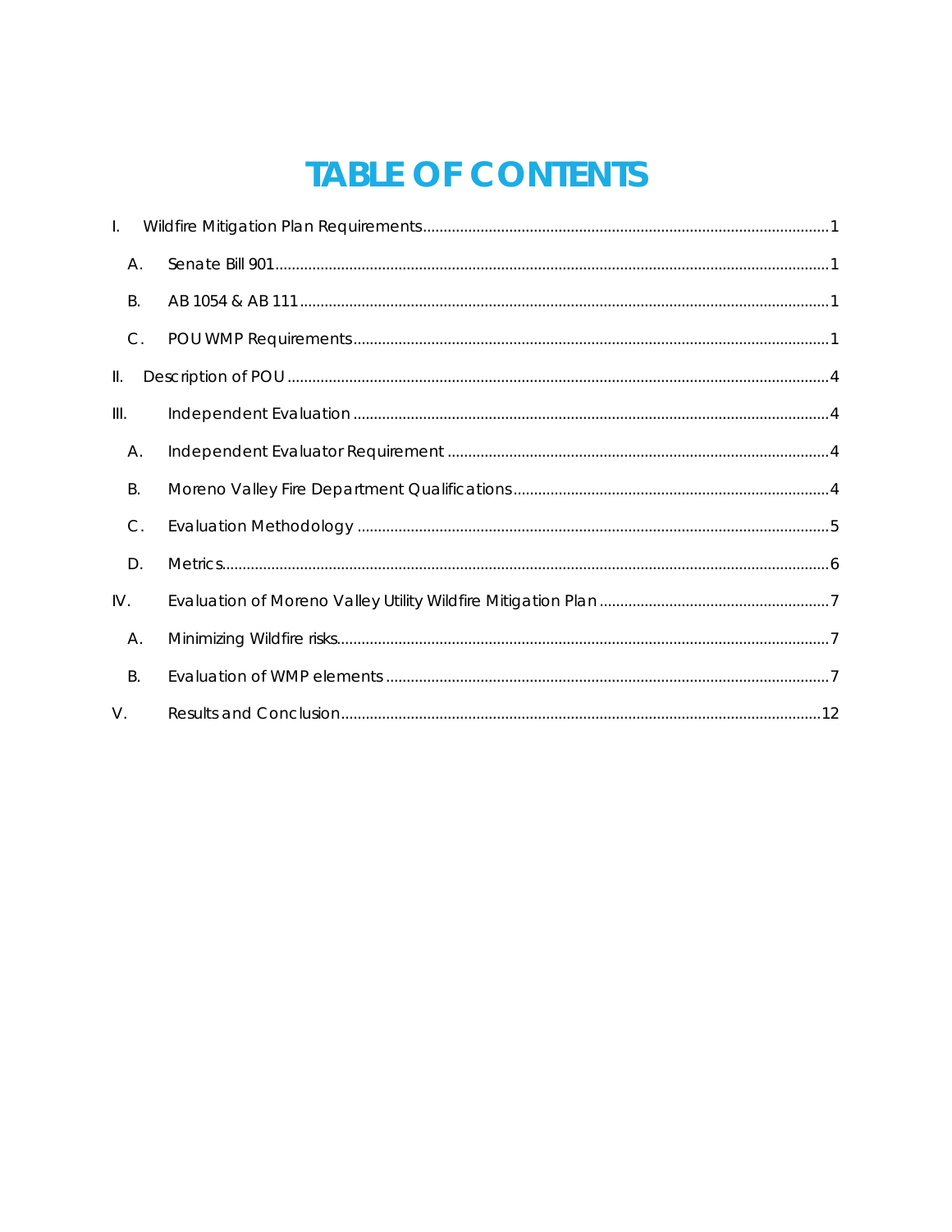# TABLE OF CONTENTS

I. Wildfire Mitigation Plan Requirements .......... 1

- A. Senate Bill 901 .......... 1
- B. AB 1054 & AB 111 .......... 1
- C. POU WMP Requirements .......... 1

II. Description of POU .......... 4

III. Independent Evaluation .......... 4

- A. Independent Evaluator Requirement .......... 4
- B. Moreno Valley Fire Department Qualifications .......... 4
- C. Evaluation Methodology .......... 5
- D. Metrics .......... 6

IV. Evaluation of Moreno Valley Utility Wildfire Mitigation Plan .......... 7

- A. Minimizing Wildfire risks .......... 7
- B. Evaluation of WMP elements .......... 7

V. Results and Conclusion .......... 12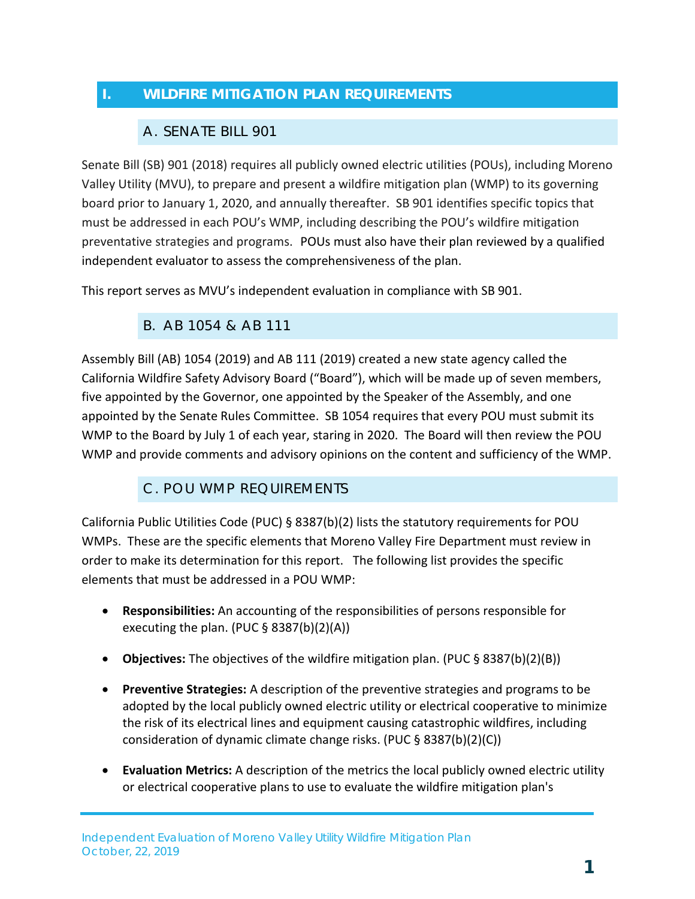# I. WILDFIRE MITIGATION PLAN REQUIREMENTS

## A. SENATE BILL 901

Senate Bill (SB) 901 (2018) requires all publicly owned electric utilities (POUs), including Moreno Valley Utility (MVU), to prepare and present a wildfire mitigation plan (WMP) to its governing board prior to January 1, 2020, and annually thereafter. SB 901 identifies specific topics that must be addressed in each POU's WMP, including describing the POU's wildfire mitigation preventative strategies and programs. POUs must also have their plan reviewed by a qualified independent evaluator to assess the comprehensiveness of the plan.

This report serves as MVU's independent evaluation in compliance with SB 901.

## B. AB 1054 & AB 111

Assembly Bill (AB) 1054 (2019) and AB 111 (2019) created a new state agency called the California Wildfire Safety Advisory Board ("Board"), which will be made up of seven members, five appointed by the Governor, one appointed by the Speaker of the Assembly, and one appointed by the Senate Rules Committee. SB 1054 requires that every POU must submit its WMP to the Board by July 1 of each year, staring in 2020. The Board will then review the POU WMP and provide comments and advisory opinions on the content and sufficiency of the WMP.

## C. POU WMP REQUIREMENTS

California Public Utilities Code (PUC) § 8387(b)(2) lists the statutory requirements for POU WMPs. These are the specific elements that Moreno Valley Fire Department must review in order to make its determination for this report. The following list provides the specific elements that must be addressed in a POU WMP:

- **Responsibilities:** An accounting of the responsibilities of persons responsible for executing the plan. (PUC § 8387(b)(2)(A))
- **Objectives:** The objectives of the wildfire mitigation plan. (PUC § 8387(b)(2)(B))
- **Preventive Strategies:** A description of the preventive strategies and programs to be adopted by the local publicly owned electric utility or electrical cooperative to minimize the risk of its electrical lines and equipment causing catastrophic wildfires, including consideration of dynamic climate change risks. (PUC § 8387(b)(2)(C))
- **Evaluation Metrics:** A description of the metrics the local publicly owned electric utility or electrical cooperative plans to use to evaluate the wildfire mitigation plan's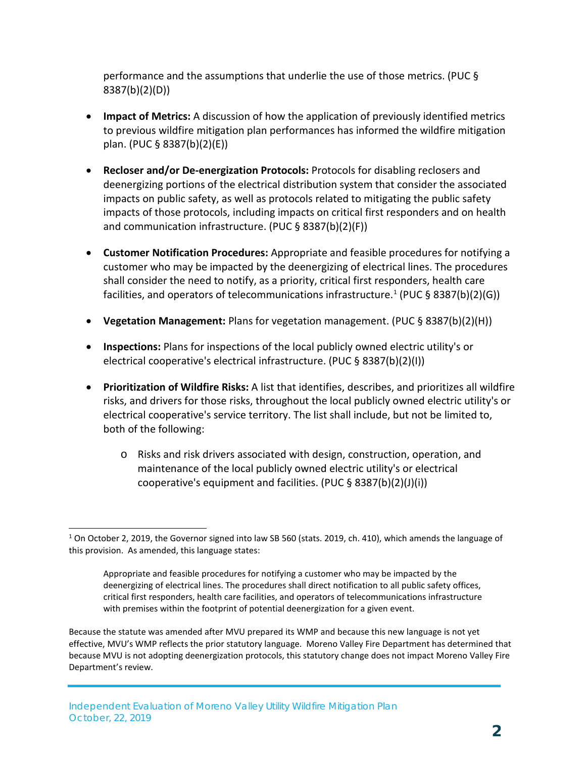performance and the assumptions that underlie the use of those metrics. (PUC § 8387(b)(2)(D))

- **Impact of Metrics:** A discussion of how the application of previously identified metrics to previous wildfire mitigation plan performances has informed the wildfire mitigation plan. (PUC § 8387(b)(2)(E))
- **Recloser and/or De-energization Protocols:** Protocols for disabling reclosers and deenergizing portions of the electrical distribution system that consider the associated impacts on public safety, as well as protocols related to mitigating the public safety impacts of those protocols, including impacts on critical first responders and on health and communication infrastructure. (PUC § 8387(b)(2)(F))
- **Customer Notification Procedures:** Appropriate and feasible procedures for notifying a customer who may be impacted by the deenergizing of electrical lines. The procedures shall consider the need to notify, as a priority, critical first responders, health care facilities, and operators of telecommunications infrastructure.[1] (PUC § 8387(b)(2)(G))
- **Vegetation Management:** Plans for vegetation management. (PUC § 8387(b)(2)(H))
- **Inspections:** Plans for inspections of the local publicly owned electric utility's or electrical cooperative's electrical infrastructure. (PUC § 8387(b)(2)(I))
- **Prioritization of Wildfire Risks:** A list that identifies, describes, and prioritizes all wildfire risks, and drivers for those risks, throughout the local publicly owned electric utility's or electrical cooperative's service territory. The list shall include, but not be limited to, both of the following:
  - Risks and risk drivers associated with design, construction, operation, and maintenance of the local publicly owned electric utility's or electrical cooperative's equipment and facilities. (PUC § 8387(b)(2)(J)(i))

---

[1] On October 2, 2019, the Governor signed into law SB 560 (stats. 2019, ch. 410), which amends the language of this provision. As amended, this language states:

> Appropriate and feasible procedures for notifying a customer who may be impacted by the deenergizing of electrical lines. The procedures shall direct notification to all public safety offices, critical first responders, health care facilities, and operators of telecommunications infrastructure with premises within the footprint of potential deenergization for a given event.

Because the statute was amended after MVU prepared its WMP and because this new language is not yet effective, MVU's WMP reflects the prior statutory language. Moreno Valley Fire Department has determined that because MVU is not adopting deenergization protocols, this statutory change does not impact Moreno Valley Fire Department's review.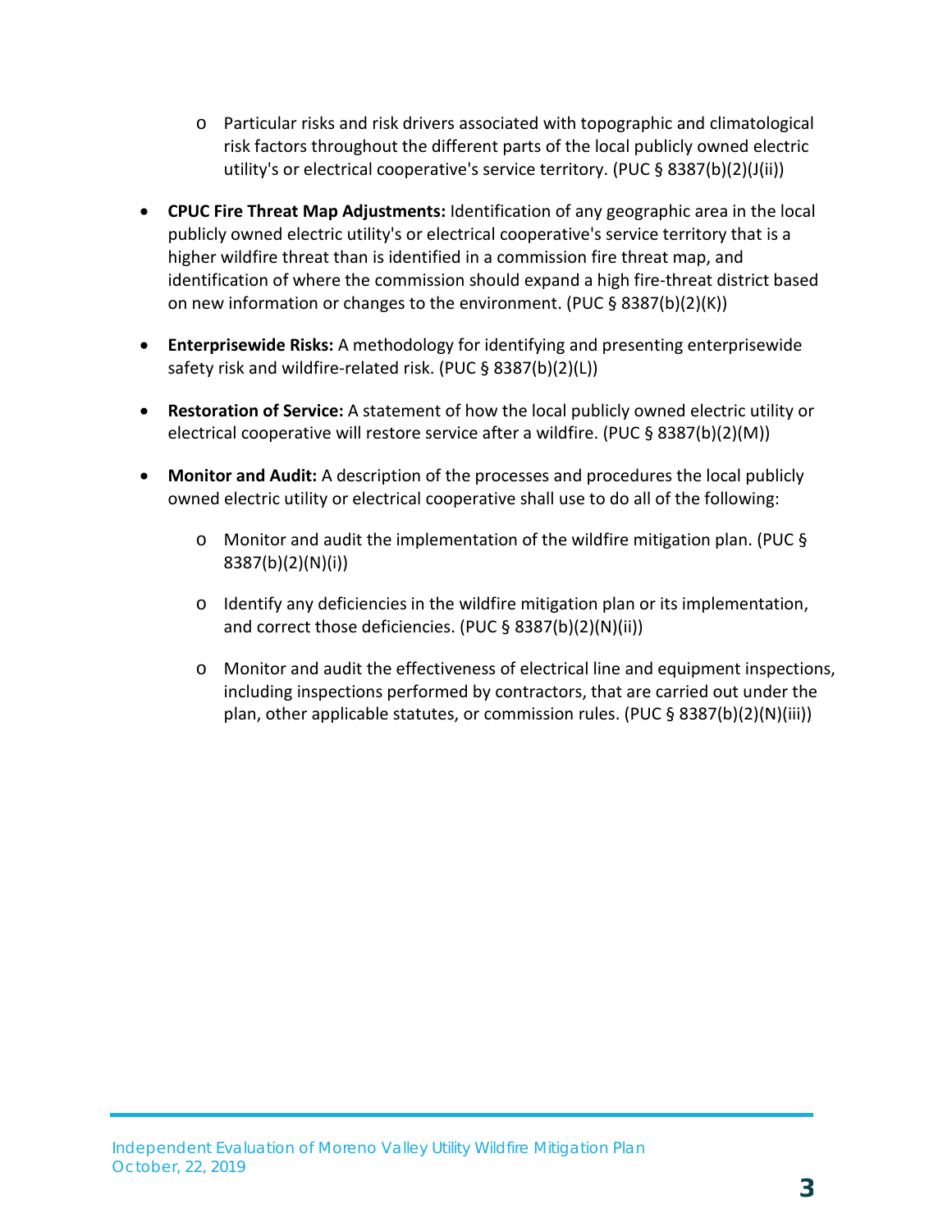- Particular risks and risk drivers associated with topographic and climatological risk factors throughout the different parts of the local publicly owned electric utility's or electrical cooperative's service territory. (PUC § 8387(b)(2)(J(ii))

- **CPUC Fire Threat Map Adjustments:** Identification of any geographic area in the local publicly owned electric utility's or electrical cooperative's service territory that is a higher wildfire threat than is identified in a commission fire threat map, and identification of where the commission should expand a high fire-threat district based on new information or changes to the environment. (PUC § 8387(b)(2)(K))

- **Enterprisewide Risks:** A methodology for identifying and presenting enterprisewide safety risk and wildfire-related risk. (PUC § 8387(b)(2)(L))

- **Restoration of Service:** A statement of how the local publicly owned electric utility or electrical cooperative will restore service after a wildfire. (PUC § 8387(b)(2)(M))

- **Monitor and Audit:** A description of the processes and procedures the local publicly owned electric utility or electrical cooperative shall use to do all of the following:

  - Monitor and audit the implementation of the wildfire mitigation plan. (PUC § 8387(b)(2)(N)(i))

  - Identify any deficiencies in the wildfire mitigation plan or its implementation, and correct those deficiencies. (PUC § 8387(b)(2)(N)(ii))

  - Monitor and audit the effectiveness of electrical line and equipment inspections, including inspections performed by contractors, that are carried out under the plan, other applicable statutes, or commission rules. (PUC § 8387(b)(2)(N)(iii))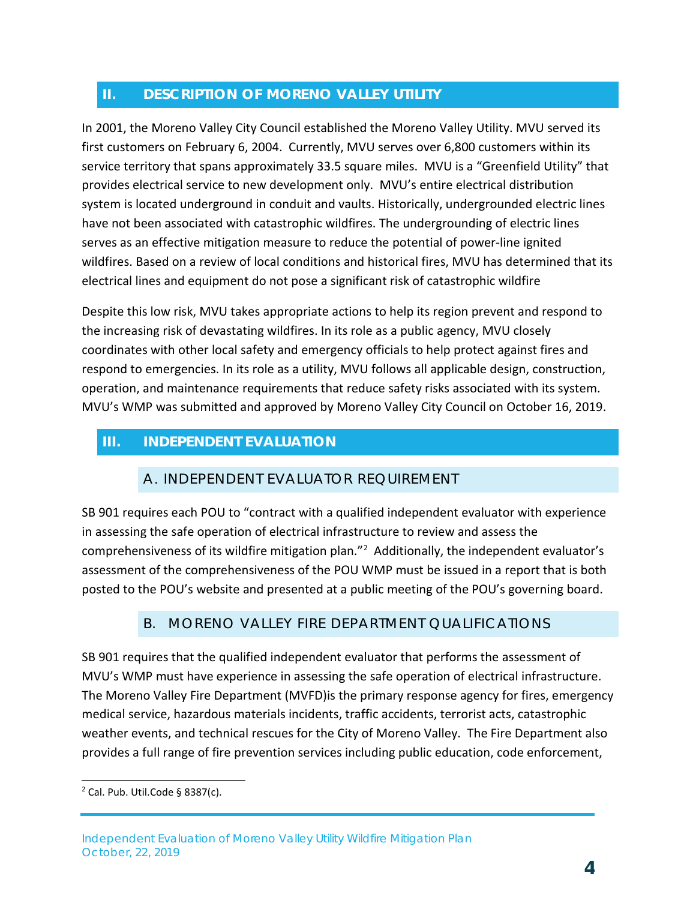## II. DESCRIPTION OF MORENO VALLEY UTILITY

In 2001, the Moreno Valley City Council established the Moreno Valley Utility. MVU served its first customers on February 6, 2004. Currently, MVU serves over 6,800 customers within its service territory that spans approximately 33.5 square miles. MVU is a "Greenfield Utility" that provides electrical service to new development only. MVU's entire electrical distribution system is located underground in conduit and vaults. Historically, undergrounded electric lines have not been associated with catastrophic wildfires. The undergrounding of electric lines serves as an effective mitigation measure to reduce the potential of power-line ignited wildfires. Based on a review of local conditions and historical fires, MVU has determined that its electrical lines and equipment do not pose a significant risk of catastrophic wildfire

Despite this low risk, MVU takes appropriate actions to help its region prevent and respond to the increasing risk of devastating wildfires. In its role as a public agency, MVU closely coordinates with other local safety and emergency officials to help protect against fires and respond to emergencies. In its role as a utility, MVU follows all applicable design, construction, operation, and maintenance requirements that reduce safety risks associated with its system. MVU's WMP was submitted and approved by Moreno Valley City Council on October 16, 2019.

## III. INDEPENDENT EVALUATION

### A. INDEPENDENT EVALUATOR REQUIREMENT

SB 901 requires each POU to "contract with a qualified independent evaluator with experience in assessing the safe operation of electrical infrastructure to review and assess the comprehensiveness of its wildfire mitigation plan."[2] Additionally, the independent evaluator's assessment of the comprehensiveness of the POU WMP must be issued in a report that is both posted to the POU's website and presented at a public meeting of the POU's governing board.

### B. MORENO VALLEY FIRE DEPARTMENT QUALIFICATIONS

SB 901 requires that the qualified independent evaluator that performs the assessment of MVU's WMP must have experience in assessing the safe operation of electrical infrastructure. The Moreno Valley Fire Department (MVFD)is the primary response agency for fires, emergency medical service, hazardous materials incidents, traffic accidents, terrorist acts, catastrophic weather events, and technical rescues for the City of Moreno Valley. The Fire Department also provides a full range of fire prevention services including public education, code enforcement,

[2] Cal. Pub. Util.Code § 8387(c).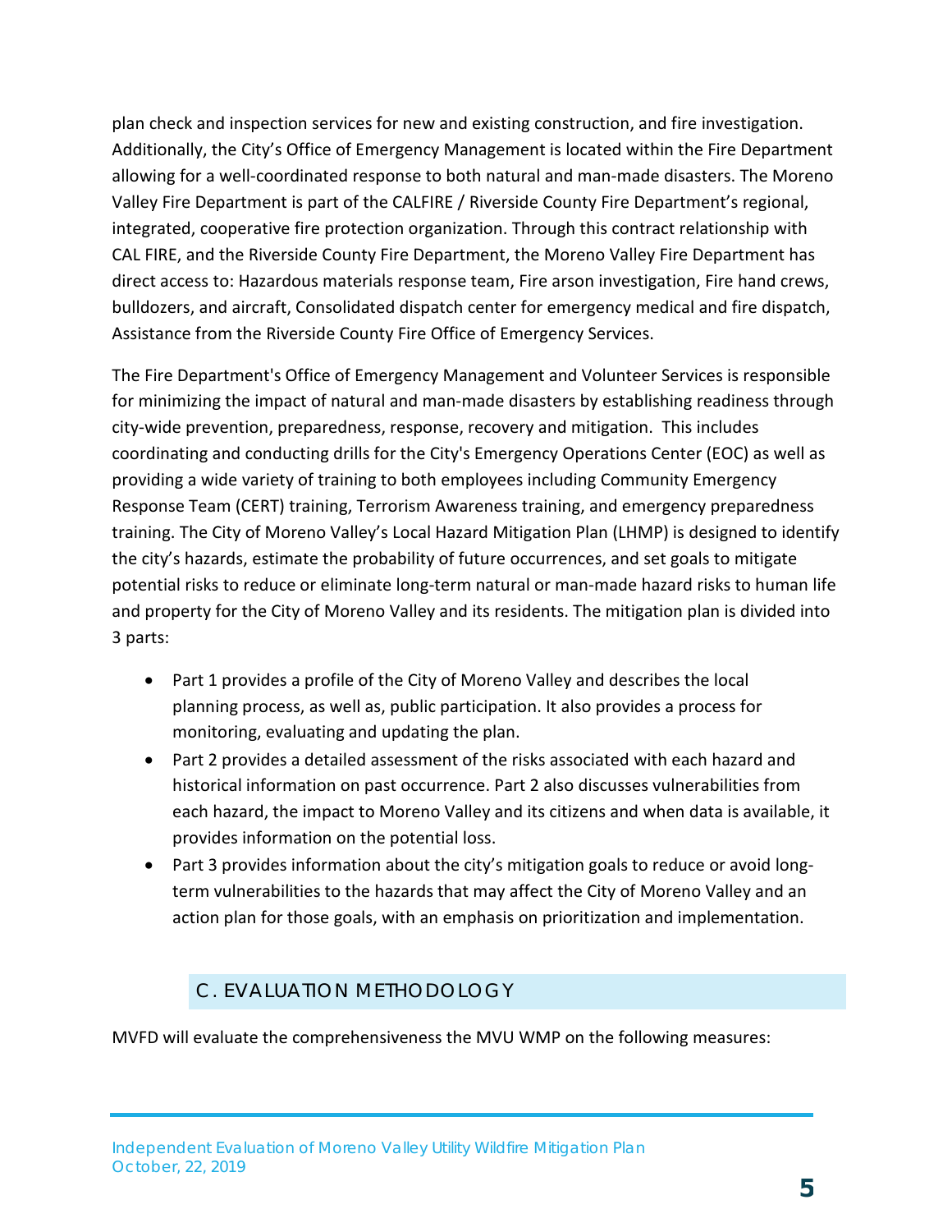plan check and inspection services for new and existing construction, and fire investigation. Additionally, the City's Office of Emergency Management is located within the Fire Department allowing for a well-coordinated response to both natural and man-made disasters. The Moreno Valley Fire Department is part of the CALFIRE / Riverside County Fire Department's regional, integrated, cooperative fire protection organization. Through this contract relationship with CAL FIRE, and the Riverside County Fire Department, the Moreno Valley Fire Department has direct access to: Hazardous materials response team, Fire arson investigation, Fire hand crews, bulldozers, and aircraft, Consolidated dispatch center for emergency medical and fire dispatch, Assistance from the Riverside County Fire Office of Emergency Services.

The Fire Department's Office of Emergency Management and Volunteer Services is responsible for minimizing the impact of natural and man-made disasters by establishing readiness through city-wide prevention, preparedness, response, recovery and mitigation. This includes coordinating and conducting drills for the City's Emergency Operations Center (EOC) as well as providing a wide variety of training to both employees including Community Emergency Response Team (CERT) training, Terrorism Awareness training, and emergency preparedness training. The City of Moreno Valley's Local Hazard Mitigation Plan (LHMP) is designed to identify the city's hazards, estimate the probability of future occurrences, and set goals to mitigate potential risks to reduce or eliminate long-term natural or man-made hazard risks to human life and property for the City of Moreno Valley and its residents. The mitigation plan is divided into 3 parts:

- Part 1 provides a profile of the City of Moreno Valley and describes the local planning process, as well as, public participation. It also provides a process for monitoring, evaluating and updating the plan.
- Part 2 provides a detailed assessment of the risks associated with each hazard and historical information on past occurrence. Part 2 also discusses vulnerabilities from each hazard, the impact to Moreno Valley and its citizens and when data is available, it provides information on the potential loss.
- Part 3 provides information about the city's mitigation goals to reduce or avoid long-term vulnerabilities to the hazards that may affect the City of Moreno Valley and an action plan for those goals, with an emphasis on prioritization and implementation.

## C. EVALUATION METHODOLOGY

MVFD will evaluate the comprehensiveness the MVU WMP on the following measures: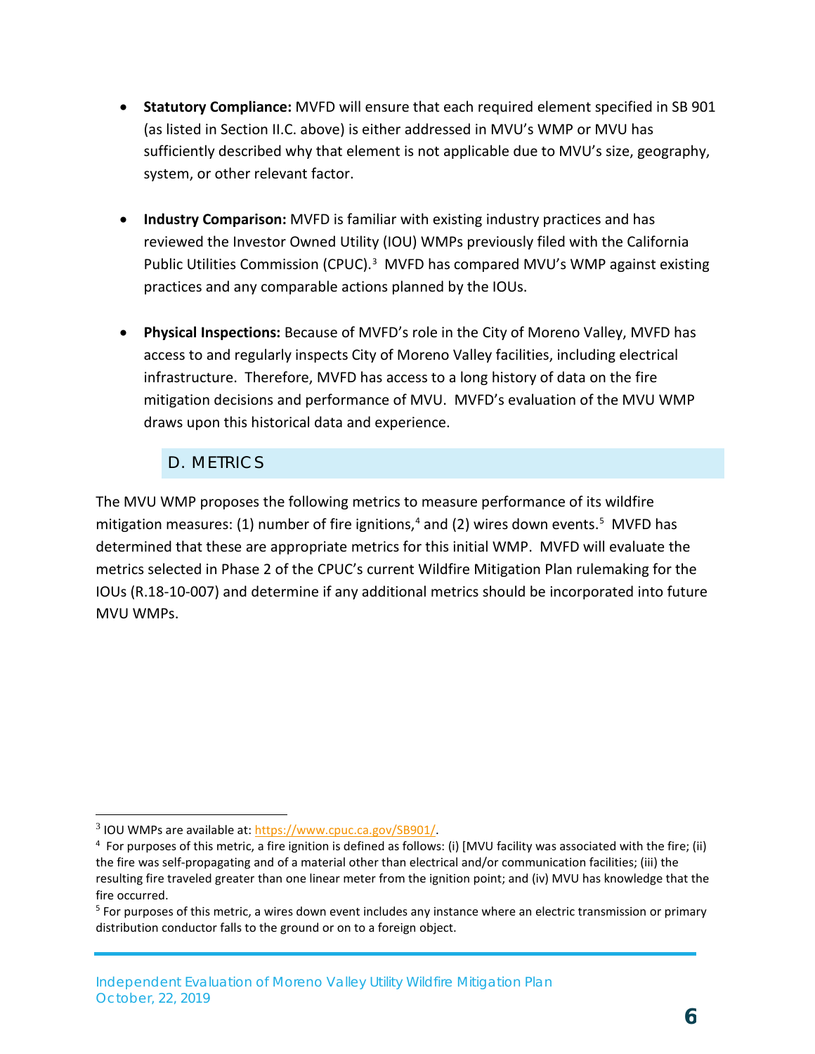- **Statutory Compliance:** MVFD will ensure that each required element specified in SB 901 (as listed in Section II.C. above) is either addressed in MVU's WMP or MVU has sufficiently described why that element is not applicable due to MVU's size, geography, system, or other relevant factor.

- **Industry Comparison:** MVFD is familiar with existing industry practices and has reviewed the Investor Owned Utility (IOU) WMPs previously filed with the California Public Utilities Commission (CPUC).[3] MVFD has compared MVU's WMP against existing practices and any comparable actions planned by the IOUs.

- **Physical Inspections:** Because of MVFD's role in the City of Moreno Valley, MVFD has access to and regularly inspects City of Moreno Valley facilities, including electrical infrastructure. Therefore, MVFD has access to a long history of data on the fire mitigation decisions and performance of MVU. MVFD's evaluation of the MVU WMP draws upon this historical data and experience.

## D. METRICS

The MVU WMP proposes the following metrics to measure performance of its wildfire mitigation measures: (1) number of fire ignitions,[4] and (2) wires down events.[5] MVFD has determined that these are appropriate metrics for this initial WMP. MVFD will evaluate the metrics selected in Phase 2 of the CPUC's current Wildfire Mitigation Plan rulemaking for the IOUs (R.18-10-007) and determine if any additional metrics should be incorporated into future MVU WMPs.

---

[3] IOU WMPs are available at: https://www.cpuc.ca.gov/SB901/.

[4] For purposes of this metric, a fire ignition is defined as follows: (i) [MVU facility was associated with the fire; (ii) the fire was self-propagating and of a material other than electrical and/or communication facilities; (iii) the resulting fire traveled greater than one linear meter from the ignition point; and (iv) MVU has knowledge that the fire occurred.

[5] For purposes of this metric, a wires down event includes any instance where an electric transmission or primary distribution conductor falls to the ground or on to a foreign object.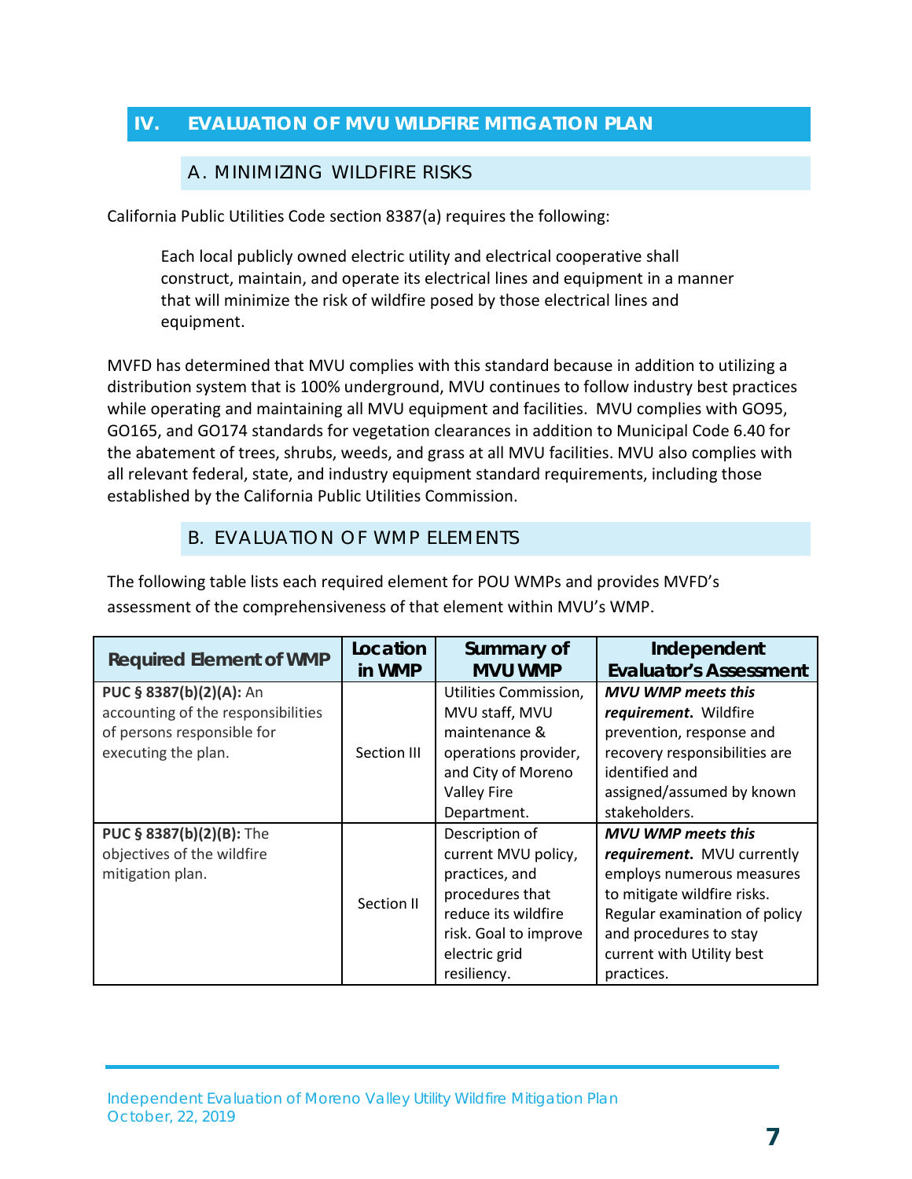## IV. EVALUATION OF MVU WILDFIRE MITIGATION PLAN

### A. MINIMIZING WILDFIRE RISKS

California Public Utilities Code section 8387(a) requires the following:

> Each local publicly owned electric utility and electrical cooperative shall construct, maintain, and operate its electrical lines and equipment in a manner that will minimize the risk of wildfire posed by those electrical lines and equipment.

MVFD has determined that MVU complies with this standard because in addition to utilizing a distribution system that is 100% underground, MVU continues to follow industry best practices while operating and maintaining all MVU equipment and facilities. MVU complies with GO95, GO165, and GO174 standards for vegetation clearances in addition to Municipal Code 6.40 for the abatement of trees, shrubs, weeds, and grass at all MVU facilities. MVU also complies with all relevant federal, state, and industry equipment standard requirements, including those established by the California Public Utilities Commission.

### B. EVALUATION OF WMP ELEMENTS

The following table lists each required element for POU WMPs and provides MVFD's assessment of the comprehensiveness of that element within MVU's WMP.

| Required Element of WMP | Location in WMP | Summary of MVU WMP | Independent Evaluator's Assessment |
|---|---|---|---|
| **PUC § 8387(b)(2)(A):** An accounting of the responsibilities of persons responsible for executing the plan. | Section III | Utilities Commission, MVU staff, MVU maintenance & operations provider, and City of Moreno Valley Fire Department. | ***MVU WMP meets this requirement.*** Wildfire prevention, response and recovery responsibilities are identified and assigned/assumed by known stakeholders. |
| **PUC § 8387(b)(2)(B):** The objectives of the wildfire mitigation plan. | Section II | Description of current MVU policy, practices, and procedures that reduce its wildfire risk. Goal to improve electric grid resiliency. | ***MVU WMP meets this requirement.*** MVU currently employs numerous measures to mitigate wildfire risks. Regular examination of policy and procedures to stay current with Utility best practices. |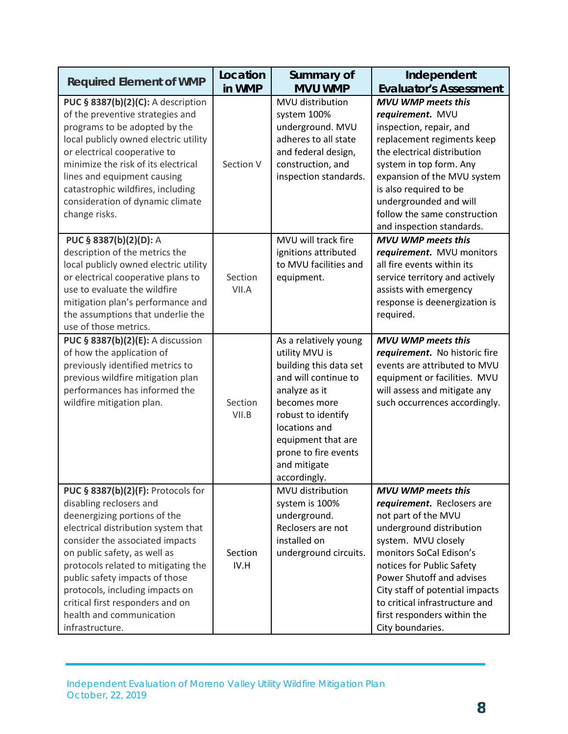| Required Element of WMP | Location in WMP | Summary of MVU WMP | Independent Evaluator's Assessment |
|---|---|---|---|
| **PUC § 8387(b)(2)(C):** A description of the preventive strategies and programs to be adopted by the local publicly owned electric utility or electrical cooperative to minimize the risk of its electrical lines and equipment causing catastrophic wildfires, including consideration of dynamic climate change risks. | Section V | MVU distribution system 100% underground. MVU adheres to all state and federal design, construction, and inspection standards. | ***MVU WMP meets this requirement.*** MVU inspection, repair, and replacement regiments keep the electrical distribution system in top form. Any expansion of the MVU system is also required to be undergrounded and will follow the same construction and inspection standards. |
| **PUC § 8387(b)(2)(D):** A description of the metrics the local publicly owned electric utility or electrical cooperative plans to use to evaluate the wildfire mitigation plan's performance and the assumptions that underlie the use of those metrics. | Section VII.A | MVU will track fire ignitions attributed to MVU facilities and equipment. | ***MVU WMP meets this requirement.*** MVU monitors all fire events within its service territory and actively assists with emergency response is deenergization is required. |
| **PUC § 8387(b)(2)(E):** A discussion of how the application of previously identified metrics to previous wildfire mitigation plan performances has informed the wildfire mitigation plan. | Section VII.B | As a relatively young utility MVU is building this data set and will continue to analyze as it becomes more robust to identify locations and equipment that are prone to fire events and mitigate accordingly. | ***MVU WMP meets this requirement.*** No historic fire events are attributed to MVU equipment or facilities. MVU will assess and mitigate any such occurrences accordingly. |
| **PUC § 8387(b)(2)(F):** Protocols for disabling reclosers and deenergizing portions of the electrical distribution system that consider the associated impacts on public safety, as well as protocols related to mitigating the public safety impacts of those protocols, including impacts on critical first responders and on health and communication infrastructure. | Section IV.H | MVU distribution system is 100% underground. Reclosers are not installed on underground circuits. | ***MVU WMP meets this requirement.*** Reclosers are not part of the MVU underground distribution system. MVU closely monitors SoCal Edison's notices for Public Safety Power Shutoff and advises City staff of potential impacts to critical infrastructure and first responders within the City boundaries. |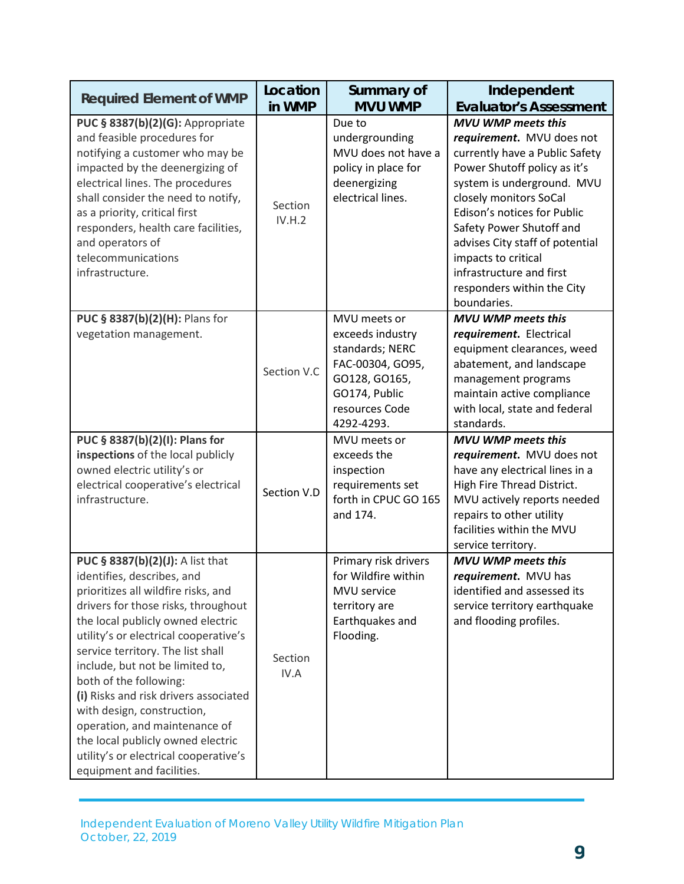| Required Element of WMP | Location in WMP | Summary of MVU WMP | Independent Evaluator's Assessment |
| --- | --- | --- | --- |
| **PUC § 8387(b)(2)(G):** Appropriate and feasible procedures for notifying a customer who may be impacted by the deenergizing of electrical lines. The procedures shall consider the need to notify, as a priority, critical first responders, health care facilities, and operators of telecommunications infrastructure. | Section IV.H.2 | Due to undergrounding MVU does not have a policy in place for deenergizing electrical lines. | ***MVU WMP meets this requirement.*** MVU does not currently have a Public Safety Power Shutoff policy as it's system is underground. MVU closely monitors SoCal Edison's notices for Public Safety Power Shutoff and advises City staff of potential impacts to critical infrastructure and first responders within the City boundaries. |
| **PUC § 8387(b)(2)(H):** Plans for vegetation management. | Section V.C | MVU meets or exceeds industry standards; NERC FAC-00304, GO95, GO128, GO165, GO174, Public resources Code 4292-4293. | ***MVU WMP meets this requirement.*** Electrical equipment clearances, weed abatement, and landscape management programs maintain active compliance with local, state and federal standards. |
| **PUC § 8387(b)(2)(I): Plans for inspections** of the local publicly owned electric utility's or electrical cooperative's electrical infrastructure. | Section V.D | MVU meets or exceeds the inspection requirements set forth in CPUC GO 165 and 174. | ***MVU WMP meets this requirement.*** MVU does not have any electrical lines in a High Fire Thread District. MVU actively reports needed repairs to other utility facilities within the MVU service territory. |
| **PUC § 8387(b)(2)(J):** A list that identifies, describes, and prioritizes all wildfire risks, and drivers for those risks, throughout the local publicly owned electric utility's or electrical cooperative's service territory. The list shall include, but not be limited to, both of the following:<br>**(i)** Risks and risk drivers associated with design, construction, operation, and maintenance of the local publicly owned electric utility's or electrical cooperative's equipment and facilities. | Section IV.A | Primary risk drivers for Wildfire within MVU service territory are Earthquakes and Flooding. | ***MVU WMP meets this requirement.*** MVU has identified and assessed its service territory earthquake and flooding profiles. |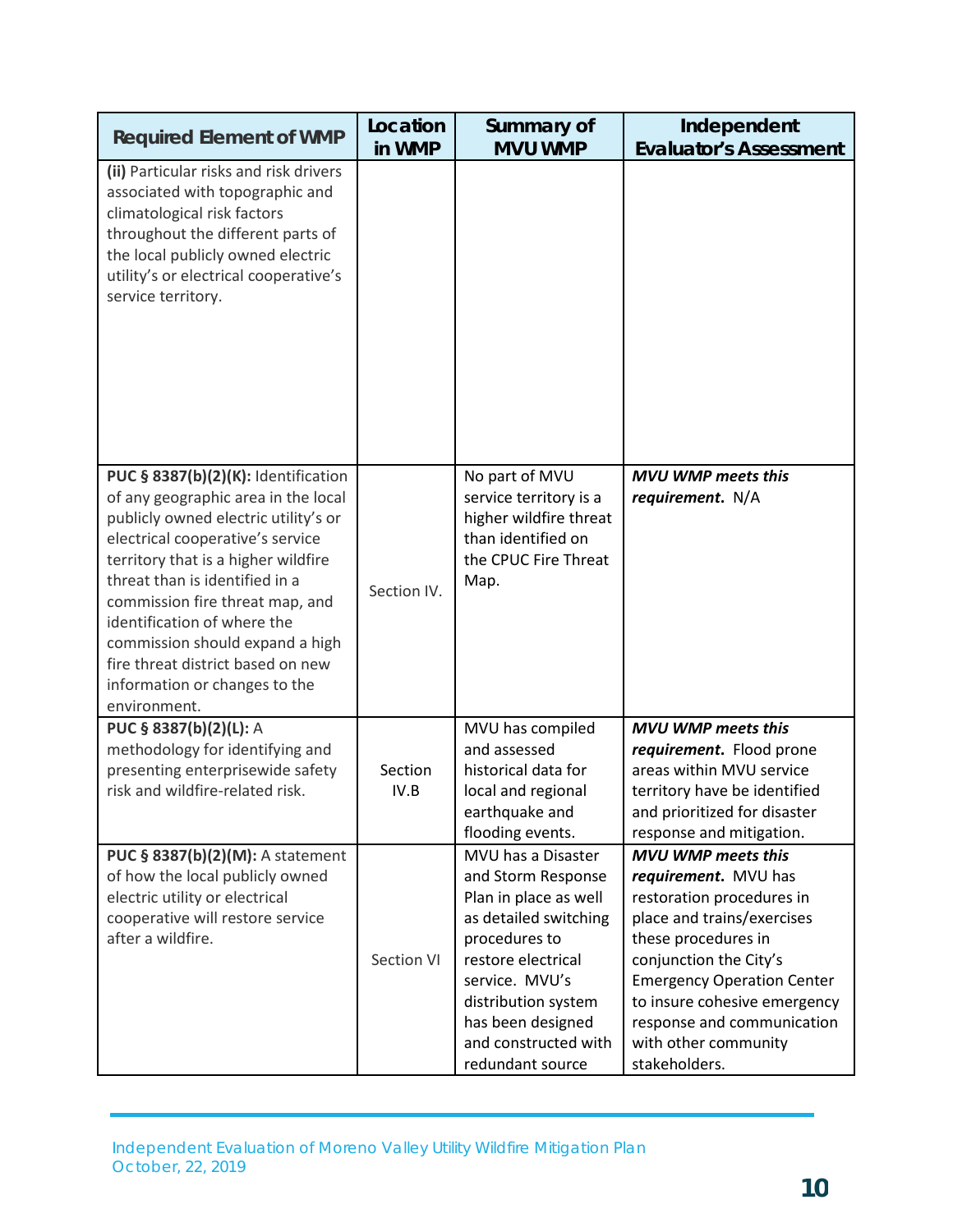| Required Element of WMP | Location in WMP | Summary of MVU WMP | Independent Evaluator's Assessment |
|---|---|---|---|
| **(ii)** Particular risks and risk drivers associated with topographic and climatological risk factors throughout the different parts of the local publicly owned electric utility's or electrical cooperative's service territory. | | | |
| **PUC § 8387(b)(2)(K):** Identification of any geographic area in the local publicly owned electric utility's or electrical cooperative's service territory that is a higher wildfire threat than is identified in a commission fire threat map, and identification of where the commission should expand a high fire threat district based on new information or changes to the environment. | Section IV. | No part of MVU service territory is a higher wildfire threat than identified on the CPUC Fire Threat Map. | ***MVU WMP meets this requirement.*** N/A |
| **PUC § 8387(b)(2)(L):** A methodology for identifying and presenting enterprisewide safety risk and wildfire-related risk. | Section IV.B | MVU has compiled and assessed historical data for local and regional earthquake and flooding events. | ***MVU WMP meets this requirement.*** Flood prone areas within MVU service territory have be identified and prioritized for disaster response and mitigation. |
| **PUC § 8387(b)(2)(M):** A statement of how the local publicly owned electric utility or electrical cooperative will restore service after a wildfire. | Section VI | MVU has a Disaster and Storm Response Plan in place as well as detailed switching procedures to restore electrical service. MVU's distribution system has been designed and constructed with redundant source | ***MVU WMP meets this requirement.*** MVU has restoration procedures in place and trains/exercises these procedures in conjunction the City's Emergency Operation Center to insure cohesive emergency response and communication with other community stakeholders. |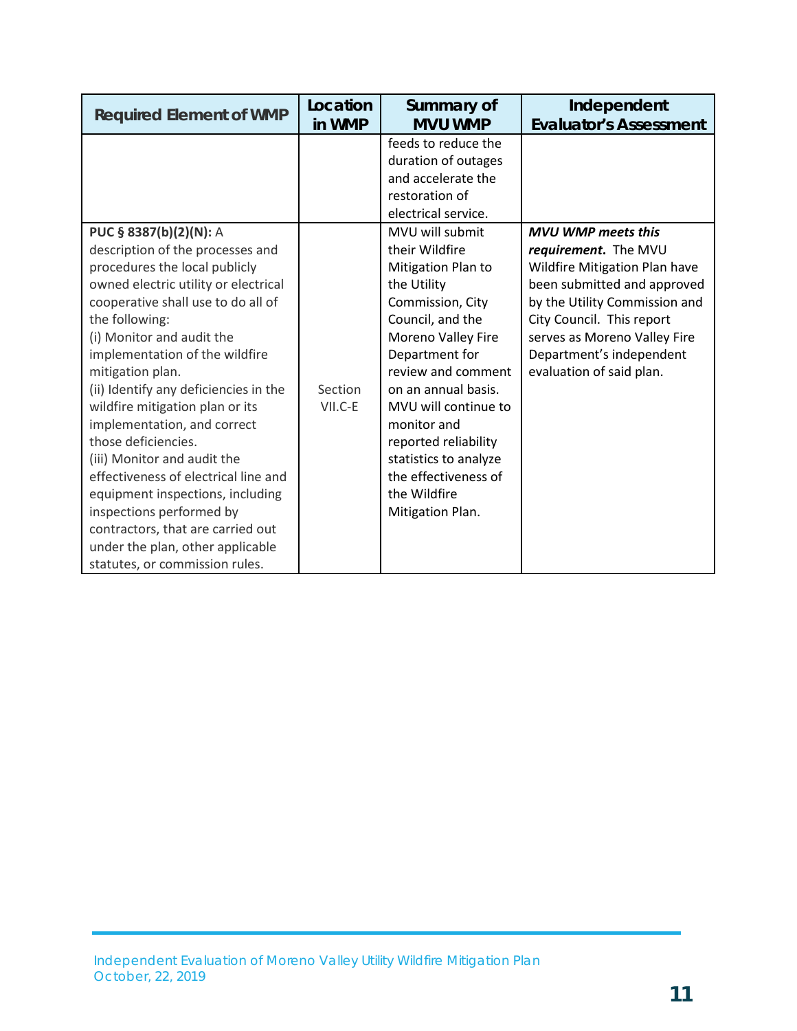| Required Element of WMP | Location in WMP | Summary of MVU WMP | Independent Evaluator's Assessment |
| --- | --- | --- | --- |
| | | feeds to reduce the duration of outages and accelerate the restoration of electrical service. | |
| **PUC § 8387(b)(2)(N):** A description of the processes and procedures the local publicly owned electric utility or electrical cooperative shall use to do all of the following:<br>(i) Monitor and audit the implementation of the wildfire mitigation plan.<br>(ii) Identify any deficiencies in the wildfire mitigation plan or its implementation, and correct those deficiencies.<br>(iii) Monitor and audit the effectiveness of electrical line and equipment inspections, including inspections performed by contractors, that are carried out under the plan, other applicable statutes, or commission rules. | Section VII.C-E | MVU will submit their Wildfire Mitigation Plan to the Utility Commission, City Council, and the Moreno Valley Fire Department for review and comment on an annual basis. MVU will continue to monitor and reported reliability statistics to analyze the effectiveness of the Wildfire Mitigation Plan. | ***MVU WMP meets this requirement.*** The MVU Wildfire Mitigation Plan have been submitted and approved by the Utility Commission and City Council. This report serves as Moreno Valley Fire Department's independent evaluation of said plan. |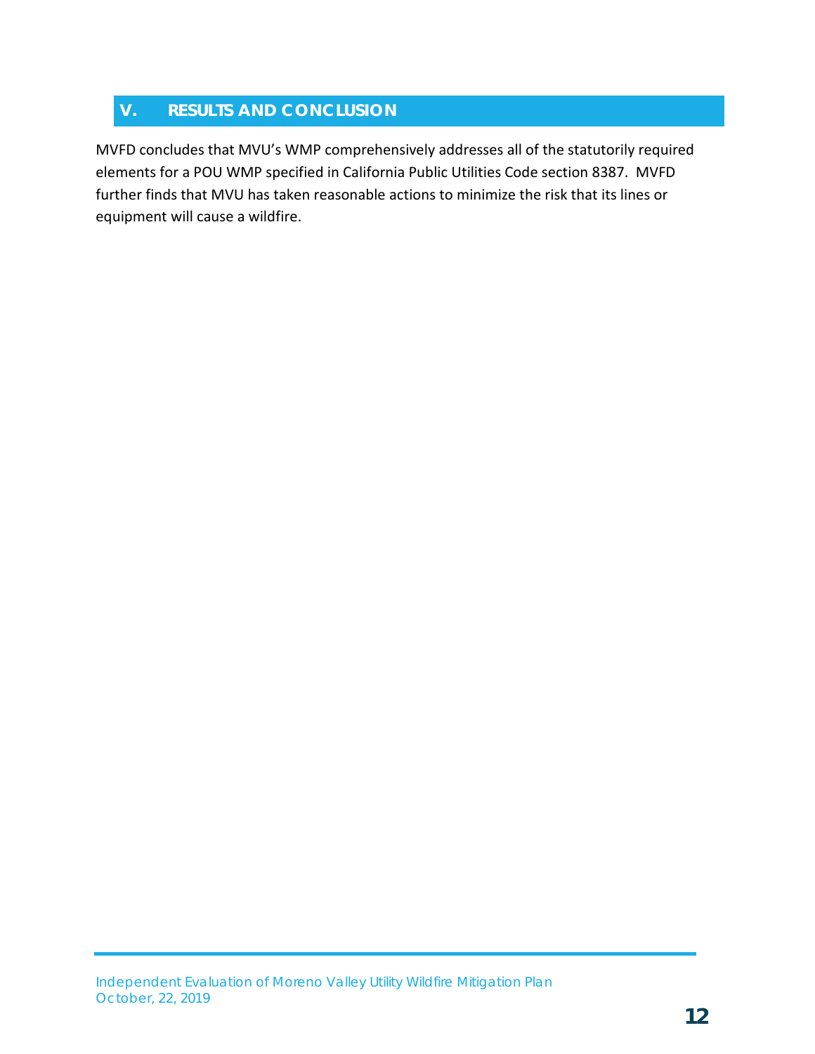## V. RESULTS AND CONCLUSION

MVFD concludes that MVU's WMP comprehensively addresses all of the statutorily required elements for a POU WMP specified in California Public Utilities Code section 8387. MVFD further finds that MVU has taken reasonable actions to minimize the risk that its lines or equipment will cause a wildfire.